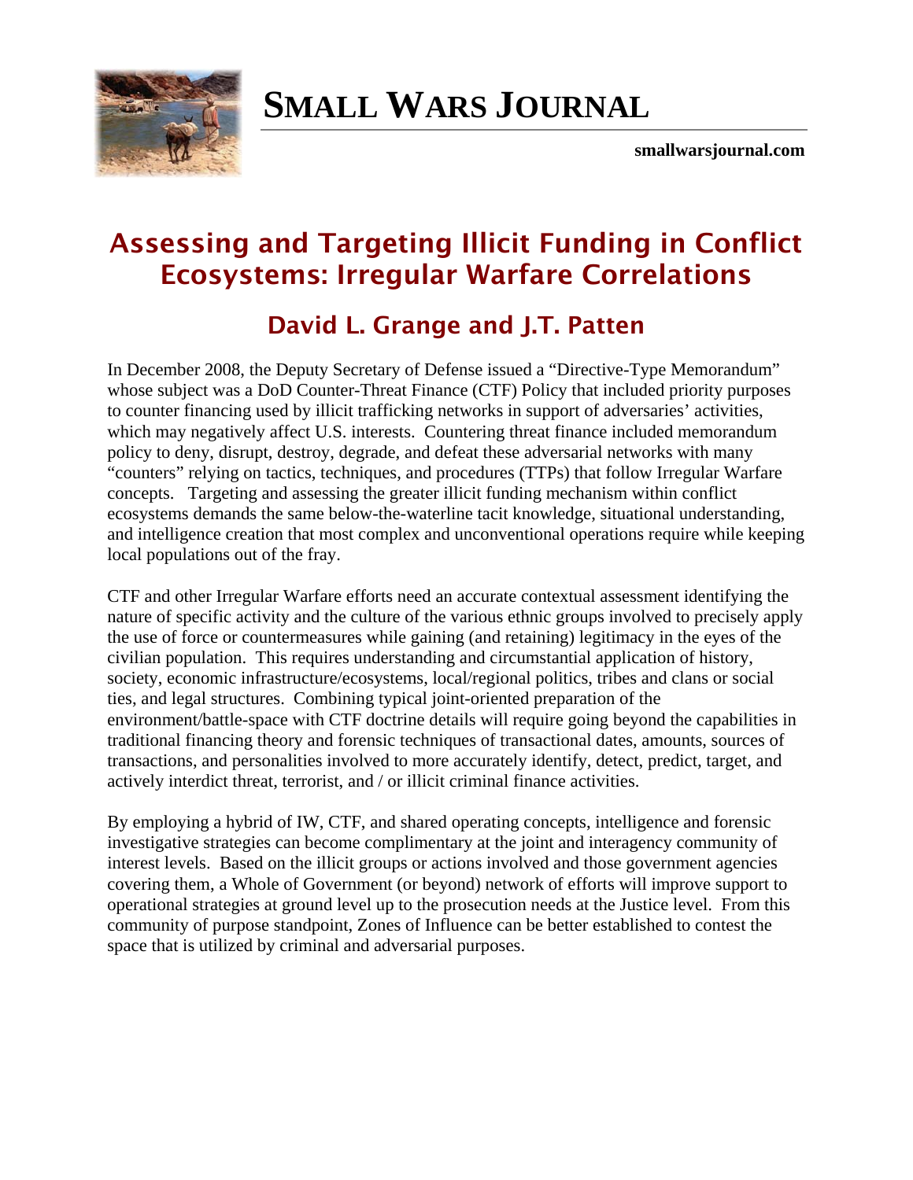# SMALL WARS JOURNAL

**smallwarsjournal.com**

## Assessing and Targeting Illicit Funding in Conflict Ecosystems: Irregular Warfare Correlations

### David L. Grange and J.T. Patten

In December 2008, the Deputy Secretary of Defense issued a "Directive-Type Memorandum" whose subject was a DoD Counter-Threat Finance (CTF) Policy that included priority purposes to counter financing used by illicit trafficking networks in support of adversaries' activities, which may negatively affect U.S. interests. Countering threat finance included memorandum policy to deny, disrupt, destroy, degrade, and defeat these adversarial networks with many "counters" relying on tactics, techniques, and procedures (TTPs) that follow Irregular Warfare concepts. Targeting and assessing the greater illicit funding mechanism within conflict ecosystems demands the same below-the-waterline tacit knowledge, situational understanding, and intelligence creation that most complex and unconventional operations require while keeping local populations out of the fray.

CTF and other Irregular Warfare efforts need an accurate contextual assessment identifying the nature of specific activity and the culture of the various ethnic groups involved to precisely apply the use of force or countermeasures while gaining (and retaining) legitimacy in the eyes of the civilian population. This requires understanding and circumstantial application of history, society, economic infrastructure/ecosystems, local/regional politics, tribes and clans or social ties, and legal structures. Combining typical joint-oriented preparation of the environment/battle-space with CTF doctrine details will require going beyond the capabilities in traditional financing theory and forensic techniques of transactional dates, amounts, sources of transactions, and personalities involved to more accurately identify, detect, predict, target, and actively interdict threat, terrorist, and / or illicit criminal finance activities.

By employing a hybrid of IW, CTF, and shared operating concepts, intelligence and forensic investigative strategies can become complimentary at the joint and interagency community of interest levels. Based on the illicit groups or actions involved and those government agencies covering them, a Whole of Government (or beyond) network of efforts will improve support to operational strategies at ground level up to the prosecution needs at the Justice level. From this community of purpose standpoint, Zones of Influence can be better established to contest the space that is utilized by criminal and adversarial purposes.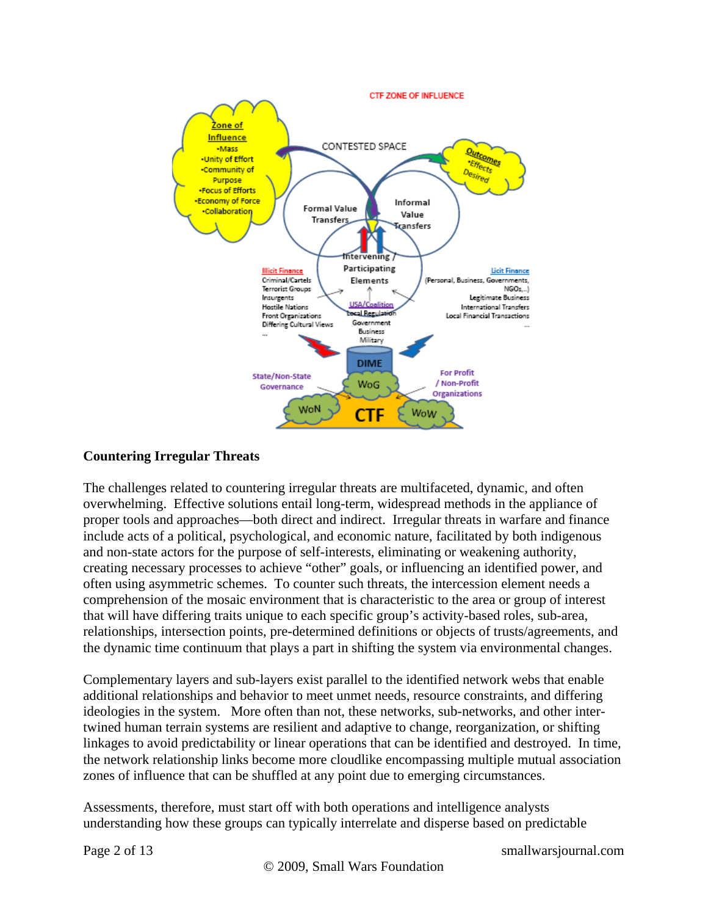**Countering Irregular Threats**

The challenges related to countering irregular threats are multifaceted, dynamic, and often overwhelming. Effective solutions entail long-term, widespread methods in the appliance of proper tools and approaches—both direct and indirect. Irregular threats in warfare and finance include acts of a political, psychological, and economic nature, facilitated by both indigenous and non-state actors for the purpose of self-interests, eliminating or weakening authority, creating necessary processes to achieve "other" goals, or influencing an identified power, and often using asymmetric schemes. To counter such threats, the intercession element needs a comprehension of the mosaic environment that is characteristic to the area or group of interest that will have differing traits unique to each specific group's activity-based roles, sub-area, relationships, intersection points, pre-determined definitions or objects of trusts/agreements, and the dynamic time continuum that plays a part in shifting the system via environmental changes.

Complementary layers and sub-layers exist parallel to the identified network webs that enable additional relationships and behavior to meet unmet needs, resource constraints, and differing ideologies in the system. More often than not, these networks, sub-networks, and other inter-twined human terrain systems are resilient and adaptive to change, reorganization, or shifting linkages to avoid predictability or linear operations that can be identified and destroyed. In time, the network relationship links become more cloudlike encompassing multiple mutual association zones of influence that can be shuffled at any point due to emerging circumstances.

Assessments, therefore, must start off with both operations and intelligence analysts understanding how these groups can typically interrelate and disperse based on predictable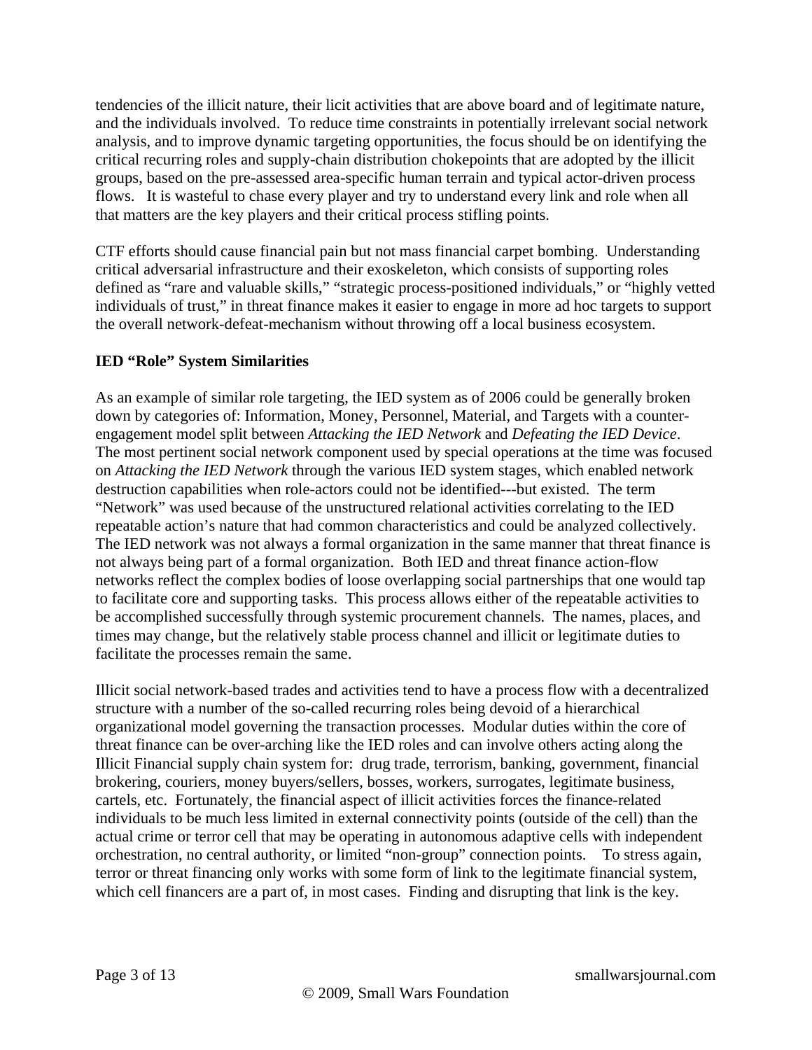tendencies of the illicit nature, their licit activities that are above board and of legitimate nature, and the individuals involved. To reduce time constraints in potentially irrelevant social network analysis, and to improve dynamic targeting opportunities, the focus should be on identifying the critical recurring roles and supply-chain distribution chokepoints that are adopted by the illicit groups, based on the pre-assessed area-specific human terrain and typical actor-driven process flows. It is wasteful to chase every player and try to understand every link and role when all that matters are the key players and their critical process stifling points.

CTF efforts should cause financial pain but not mass financial carpet bombing. Understanding critical adversarial infrastructure and their exoskeleton, which consists of supporting roles defined as "rare and valuable skills," "strategic process-positioned individuals," or "highly vetted individuals of trust," in threat finance makes it easier to engage in more ad hoc targets to support the overall network-defeat-mechanism without throwing off a local business ecosystem.

**IED "Role" System Similarities**

As an example of similar role targeting, the IED system as of 2006 could be generally broken down by categories of: Information, Money, Personnel, Material, and Targets with a counter-engagement model split between *Attacking the IED Network* and *Defeating the IED Device*. The most pertinent social network component used by special operations at the time was focused on *Attacking the IED Network* through the various IED system stages, which enabled network destruction capabilities when role-actors could not be identified---but existed. The term "Network" was used because of the unstructured relational activities correlating to the IED repeatable action's nature that had common characteristics and could be analyzed collectively. The IED network was not always a formal organization in the same manner that threat finance is not always being part of a formal organization. Both IED and threat finance action-flow networks reflect the complex bodies of loose overlapping social partnerships that one would tap to facilitate core and supporting tasks. This process allows either of the repeatable activities to be accomplished successfully through systemic procurement channels. The names, places, and times may change, but the relatively stable process channel and illicit or legitimate duties to facilitate the processes remain the same.

Illicit social network-based trades and activities tend to have a process flow with a decentralized structure with a number of the so-called recurring roles being devoid of a hierarchical organizational model governing the transaction processes. Modular duties within the core of threat finance can be over-arching like the IED roles and can involve others acting along the Illicit Financial supply chain system for: drug trade, terrorism, banking, government, financial brokering, couriers, money buyers/sellers, bosses, workers, surrogates, legitimate business, cartels, etc. Fortunately, the financial aspect of illicit activities forces the finance-related individuals to be much less limited in external connectivity points (outside of the cell) than the actual crime or terror cell that may be operating in autonomous adaptive cells with independent orchestration, no central authority, or limited "non-group" connection points. To stress again, terror or threat financing only works with some form of link to the legitimate financial system, which cell financers are a part of, in most cases. Finding and disrupting that link is the key.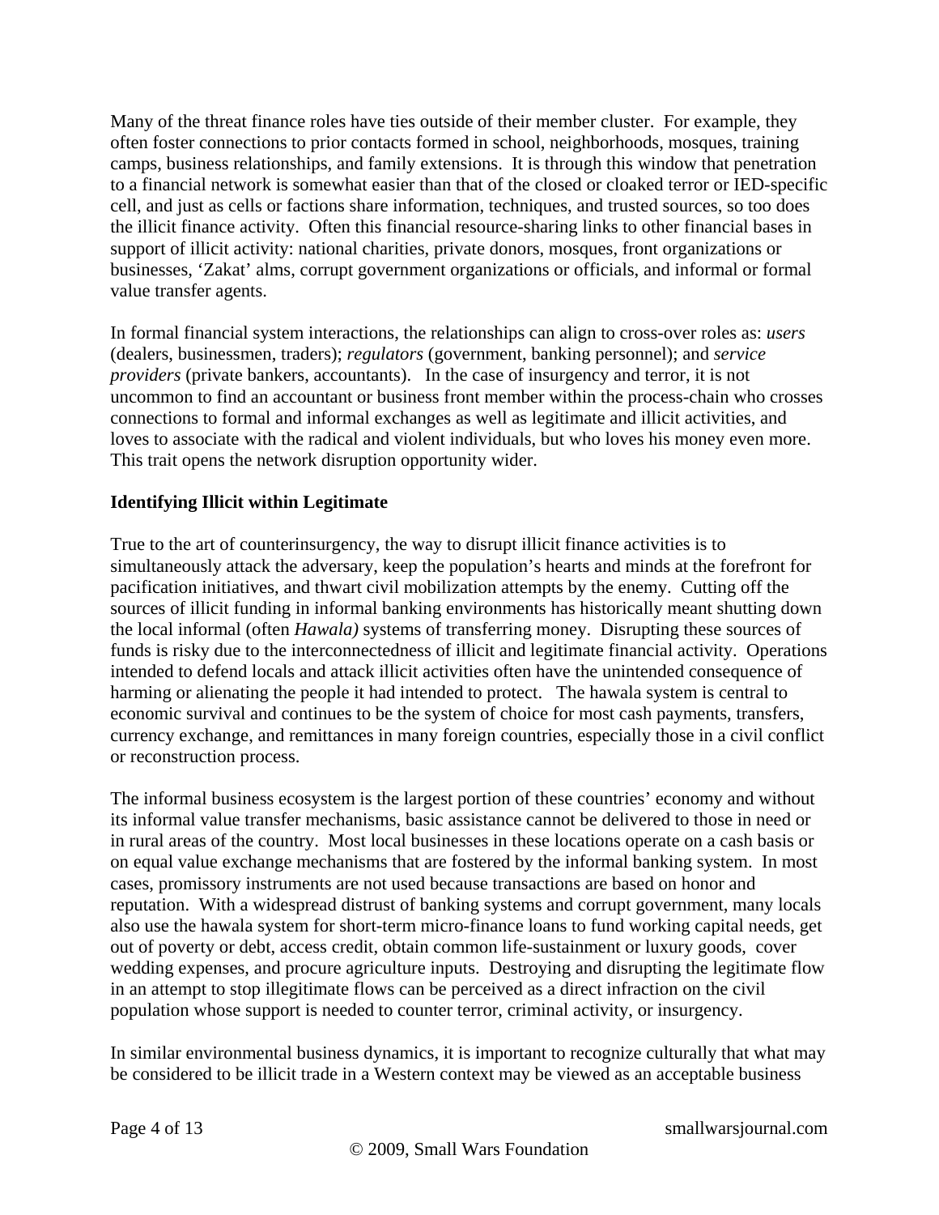Many of the threat finance roles have ties outside of their member cluster. For example, they often foster connections to prior contacts formed in school, neighborhoods, mosques, training camps, business relationships, and family extensions. It is through this window that penetration to a financial network is somewhat easier than that of the closed or cloaked terror or IED-specific cell, and just as cells or factions share information, techniques, and trusted sources, so too does the illicit finance activity. Often this financial resource-sharing links to other financial bases in support of illicit activity: national charities, private donors, mosques, front organizations or businesses, 'Zakat' alms, corrupt government organizations or officials, and informal or formal value transfer agents.

In formal financial system interactions, the relationships can align to cross-over roles as: *users* (dealers, businessmen, traders); *regulators* (government, banking personnel); and *service providers* (private bankers, accountants). In the case of insurgency and terror, it is not uncommon to find an accountant or business front member within the process-chain who crosses connections to formal and informal exchanges as well as legitimate and illicit activities, and loves to associate with the radical and violent individuals, but who loves his money even more. This trait opens the network disruption opportunity wider.

**Identifying Illicit within Legitimate**

True to the art of counterinsurgency, the way to disrupt illicit finance activities is to simultaneously attack the adversary, keep the population's hearts and minds at the forefront for pacification initiatives, and thwart civil mobilization attempts by the enemy. Cutting off the sources of illicit funding in informal banking environments has historically meant shutting down the local informal (often *Hawala)* systems of transferring money. Disrupting these sources of funds is risky due to the interconnectedness of illicit and legitimate financial activity. Operations intended to defend locals and attack illicit activities often have the unintended consequence of harming or alienating the people it had intended to protect. The hawala system is central to economic survival and continues to be the system of choice for most cash payments, transfers, currency exchange, and remittances in many foreign countries, especially those in a civil conflict or reconstruction process.

The informal business ecosystem is the largest portion of these countries' economy and without its informal value transfer mechanisms, basic assistance cannot be delivered to those in need or in rural areas of the country. Most local businesses in these locations operate on a cash basis or on equal value exchange mechanisms that are fostered by the informal banking system. In most cases, promissory instruments are not used because transactions are based on honor and reputation. With a widespread distrust of banking systems and corrupt government, many locals also use the hawala system for short-term micro-finance loans to fund working capital needs, get out of poverty or debt, access credit, obtain common life-sustainment or luxury goods, cover wedding expenses, and procure agriculture inputs. Destroying and disrupting the legitimate flow in an attempt to stop illegitimate flows can be perceived as a direct infraction on the civil population whose support is needed to counter terror, criminal activity, or insurgency.

In similar environmental business dynamics, it is important to recognize culturally that what may be considered to be illicit trade in a Western context may be viewed as an acceptable business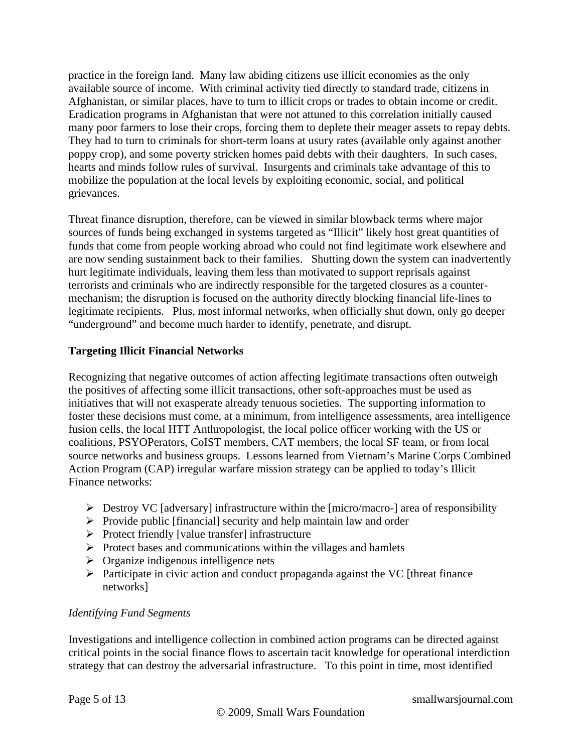practice in the foreign land. Many law abiding citizens use illicit economies as the only available source of income. With criminal activity tied directly to standard trade, citizens in Afghanistan, or similar places, have to turn to illicit crops or trades to obtain income or credit. Eradication programs in Afghanistan that were not attuned to this correlation initially caused many poor farmers to lose their crops, forcing them to deplete their meager assets to repay debts. They had to turn to criminals for short-term loans at usury rates (available only against another poppy crop), and some poverty stricken homes paid debts with their daughters. In such cases, hearts and minds follow rules of survival. Insurgents and criminals take advantage of this to mobilize the population at the local levels by exploiting economic, social, and political grievances.

Threat finance disruption, therefore, can be viewed in similar blowback terms where major sources of funds being exchanged in systems targeted as "Illicit" likely host great quantities of funds that come from people working abroad who could not find legitimate work elsewhere and are now sending sustainment back to their families. Shutting down the system can inadvertently hurt legitimate individuals, leaving them less than motivated to support reprisals against terrorists and criminals who are indirectly responsible for the targeted closures as a counter-mechanism; the disruption is focused on the authority directly blocking financial life-lines to legitimate recipients. Plus, most informal networks, when officially shut down, only go deeper "underground" and become much harder to identify, penetrate, and disrupt.

**Targeting Illicit Financial Networks**

Recognizing that negative outcomes of action affecting legitimate transactions often outweigh the positives of affecting some illicit transactions, other soft-approaches must be used as initiatives that will not exasperate already tenuous societies. The supporting information to foster these decisions must come, at a minimum, from intelligence assessments, area intelligence fusion cells, the local HTT Anthropologist, the local police officer working with the US or coalitions, PSYOPerators, CoIST members, CAT members, the local SF team, or from local source networks and business groups. Lessons learned from Vietnam's Marine Corps Combined Action Program (CAP) irregular warfare mission strategy can be applied to today's Illicit Finance networks:

- Destroy VC [adversary] infrastructure within the [micro/macro-] area of responsibility
- Provide public [financial] security and help maintain law and order
- Protect friendly [value transfer] infrastructure
- Protect bases and communications within the villages and hamlets
- Organize indigenous intelligence nets
- Participate in civic action and conduct propaganda against the VC [threat finance networks]

*Identifying Fund Segments*

Investigations and intelligence collection in combined action programs can be directed against critical points in the social finance flows to ascertain tacit knowledge for operational interdiction strategy that can destroy the adversarial infrastructure. To this point in time, most identified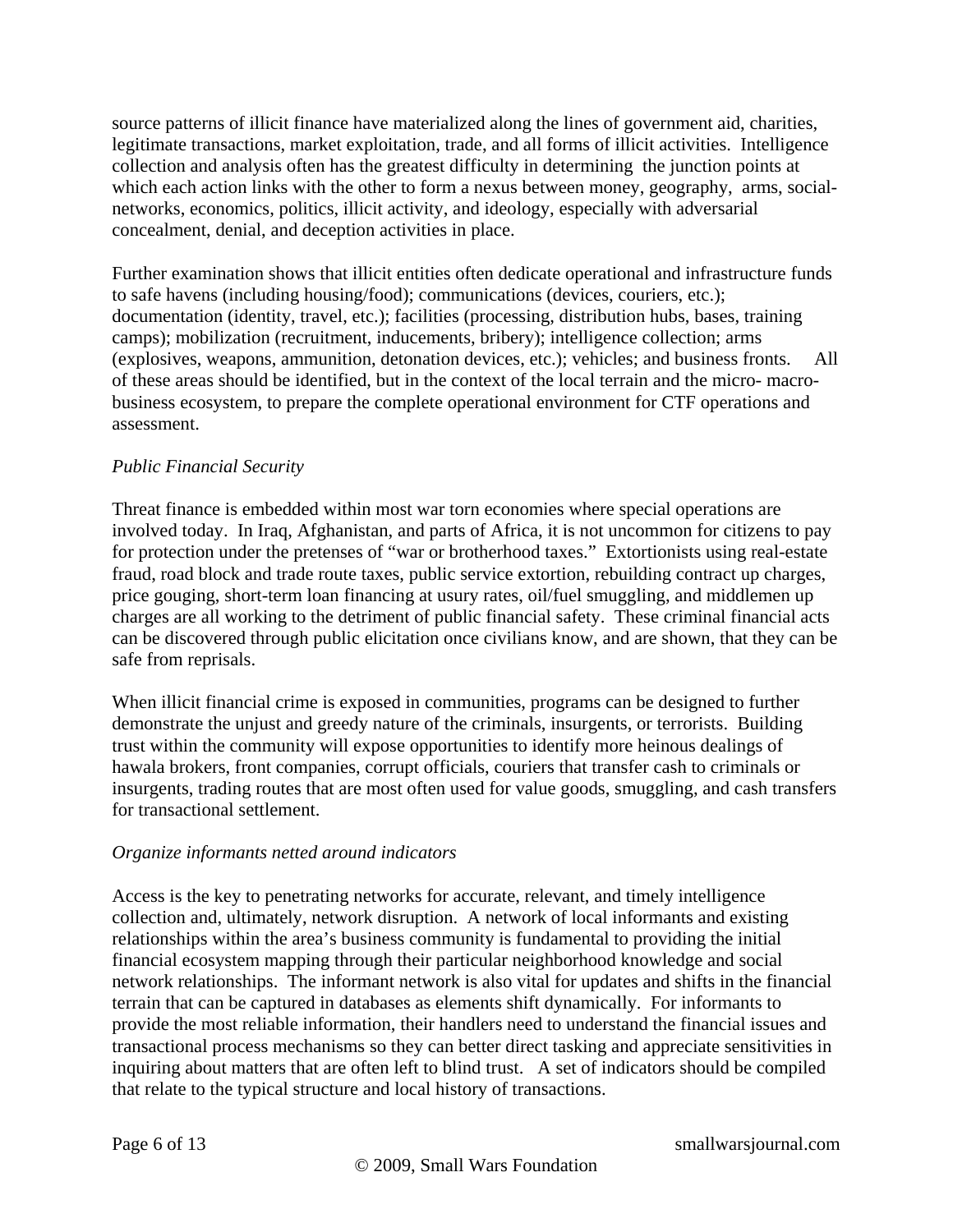source patterns of illicit finance have materialized along the lines of government aid, charities, legitimate transactions, market exploitation, trade, and all forms of illicit activities. Intelligence collection and analysis often has the greatest difficulty in determining the junction points at which each action links with the other to form a nexus between money, geography, arms, social-networks, economics, politics, illicit activity, and ideology, especially with adversarial concealment, denial, and deception activities in place.

Further examination shows that illicit entities often dedicate operational and infrastructure funds to safe havens (including housing/food); communications (devices, couriers, etc.); documentation (identity, travel, etc.); facilities (processing, distribution hubs, bases, training camps); mobilization (recruitment, inducements, bribery); intelligence collection; arms (explosives, weapons, ammunition, detonation devices, etc.); vehicles; and business fronts. All of these areas should be identified, but in the context of the local terrain and the micro- macro-business ecosystem, to prepare the complete operational environment for CTF operations and assessment.

*Public Financial Security*

Threat finance is embedded within most war torn economies where special operations are involved today. In Iraq, Afghanistan, and parts of Africa, it is not uncommon for citizens to pay for protection under the pretenses of "war or brotherhood taxes." Extortionists using real-estate fraud, road block and trade route taxes, public service extortion, rebuilding contract up charges, price gouging, short-term loan financing at usury rates, oil/fuel smuggling, and middlemen up charges are all working to the detriment of public financial safety. These criminal financial acts can be discovered through public elicitation once civilians know, and are shown, that they can be safe from reprisals.

When illicit financial crime is exposed in communities, programs can be designed to further demonstrate the unjust and greedy nature of the criminals, insurgents, or terrorists. Building trust within the community will expose opportunities to identify more heinous dealings of hawala brokers, front companies, corrupt officials, couriers that transfer cash to criminals or insurgents, trading routes that are most often used for value goods, smuggling, and cash transfers for transactional settlement.

*Organize informants netted around indicators*

Access is the key to penetrating networks for accurate, relevant, and timely intelligence collection and, ultimately, network disruption. A network of local informants and existing relationships within the area's business community is fundamental to providing the initial financial ecosystem mapping through their particular neighborhood knowledge and social network relationships. The informant network is also vital for updates and shifts in the financial terrain that can be captured in databases as elements shift dynamically. For informants to provide the most reliable information, their handlers need to understand the financial issues and transactional process mechanisms so they can better direct tasking and appreciate sensitivities in inquiring about matters that are often left to blind trust. A set of indicators should be compiled that relate to the typical structure and local history of transactions.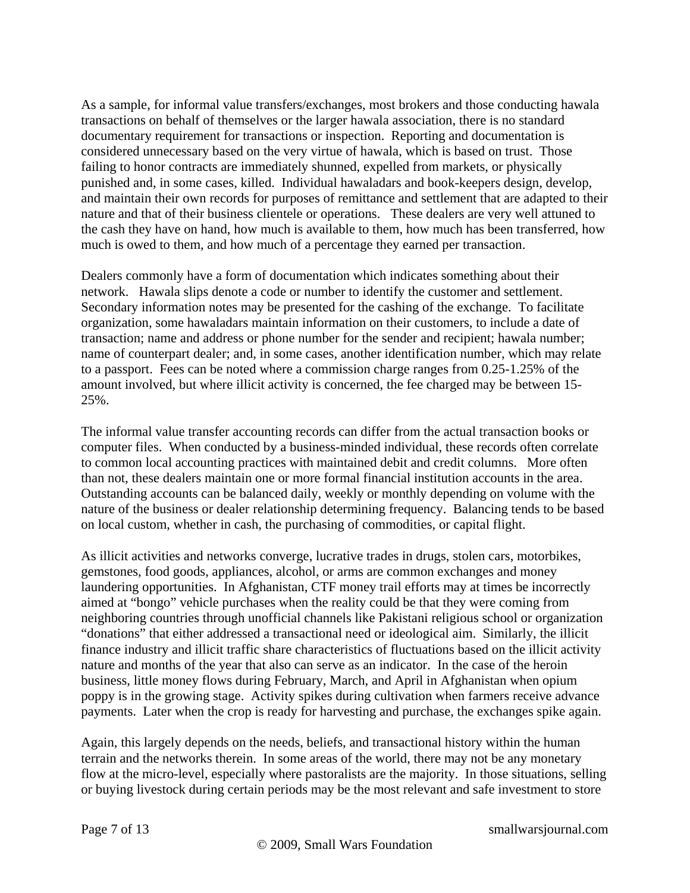As a sample, for informal value transfers/exchanges, most brokers and those conducting hawala transactions on behalf of themselves or the larger hawala association, there is no standard documentary requirement for transactions or inspection. Reporting and documentation is considered unnecessary based on the very virtue of hawala, which is based on trust. Those failing to honor contracts are immediately shunned, expelled from markets, or physically punished and, in some cases, killed. Individual hawaladars and book-keepers design, develop, and maintain their own records for purposes of remittance and settlement that are adapted to their nature and that of their business clientele or operations. These dealers are very well attuned to the cash they have on hand, how much is available to them, how much has been transferred, how much is owed to them, and how much of a percentage they earned per transaction.

Dealers commonly have a form of documentation which indicates something about their network. Hawala slips denote a code or number to identify the customer and settlement. Secondary information notes may be presented for the cashing of the exchange. To facilitate organization, some hawaladars maintain information on their customers, to include a date of transaction; name and address or phone number for the sender and recipient; hawala number; name of counterpart dealer; and, in some cases, another identification number, which may relate to a passport. Fees can be noted where a commission charge ranges from 0.25-1.25% of the amount involved, but where illicit activity is concerned, the fee charged may be between 15-25%.

The informal value transfer accounting records can differ from the actual transaction books or computer files. When conducted by a business-minded individual, these records often correlate to common local accounting practices with maintained debit and credit columns. More often than not, these dealers maintain one or more formal financial institution accounts in the area. Outstanding accounts can be balanced daily, weekly or monthly depending on volume with the nature of the business or dealer relationship determining frequency. Balancing tends to be based on local custom, whether in cash, the purchasing of commodities, or capital flight.

As illicit activities and networks converge, lucrative trades in drugs, stolen cars, motorbikes, gemstones, food goods, appliances, alcohol, or arms are common exchanges and money laundering opportunities. In Afghanistan, CTF money trail efforts may at times be incorrectly aimed at "bongo" vehicle purchases when the reality could be that they were coming from neighboring countries through unofficial channels like Pakistani religious school or organization "donations" that either addressed a transactional need or ideological aim. Similarly, the illicit finance industry and illicit traffic share characteristics of fluctuations based on the illicit activity nature and months of the year that also can serve as an indicator. In the case of the heroin business, little money flows during February, March, and April in Afghanistan when opium poppy is in the growing stage. Activity spikes during cultivation when farmers receive advance payments. Later when the crop is ready for harvesting and purchase, the exchanges spike again.

Again, this largely depends on the needs, beliefs, and transactional history within the human terrain and the networks therein. In some areas of the world, there may not be any monetary flow at the micro-level, especially where pastoralists are the majority. In those situations, selling or buying livestock during certain periods may be the most relevant and safe investment to store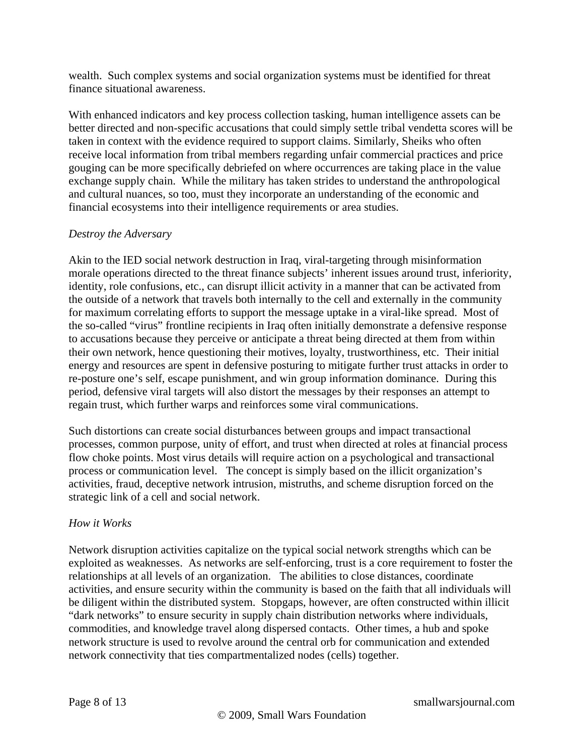wealth. Such complex systems and social organization systems must be identified for threat finance situational awareness.

With enhanced indicators and key process collection tasking, human intelligence assets can be better directed and non-specific accusations that could simply settle tribal vendetta scores will be taken in context with the evidence required to support claims. Similarly, Sheiks who often receive local information from tribal members regarding unfair commercial practices and price gouging can be more specifically debriefed on where occurrences are taking place in the value exchange supply chain. While the military has taken strides to understand the anthropological and cultural nuances, so too, must they incorporate an understanding of the economic and financial ecosystems into their intelligence requirements or area studies.

*Destroy the Adversary*

Akin to the IED social network destruction in Iraq, viral-targeting through misinformation morale operations directed to the threat finance subjects' inherent issues around trust, inferiority, identity, role confusions, etc., can disrupt illicit activity in a manner that can be activated from the outside of a network that travels both internally to the cell and externally in the community for maximum correlating efforts to support the message uptake in a viral-like spread. Most of the so-called "virus" frontline recipients in Iraq often initially demonstrate a defensive response to accusations because they perceive or anticipate a threat being directed at them from within their own network, hence questioning their motives, loyalty, trustworthiness, etc. Their initial energy and resources are spent in defensive posturing to mitigate further trust attacks in order to re-posture one's self, escape punishment, and win group information dominance. During this period, defensive viral targets will also distort the messages by their responses an attempt to regain trust, which further warps and reinforces some viral communications.

Such distortions can create social disturbances between groups and impact transactional processes, common purpose, unity of effort, and trust when directed at roles at financial process flow choke points. Most virus details will require action on a psychological and transactional process or communication level. The concept is simply based on the illicit organization's activities, fraud, deceptive network intrusion, mistruths, and scheme disruption forced on the strategic link of a cell and social network.

*How it Works*

Network disruption activities capitalize on the typical social network strengths which can be exploited as weaknesses. As networks are self-enforcing, trust is a core requirement to foster the relationships at all levels of an organization. The abilities to close distances, coordinate activities, and ensure security within the community is based on the faith that all individuals will be diligent within the distributed system. Stopgaps, however, are often constructed within illicit "dark networks" to ensure security in supply chain distribution networks where individuals, commodities, and knowledge travel along dispersed contacts. Other times, a hub and spoke network structure is used to revolve around the central orb for communication and extended network connectivity that ties compartmentalized nodes (cells) together.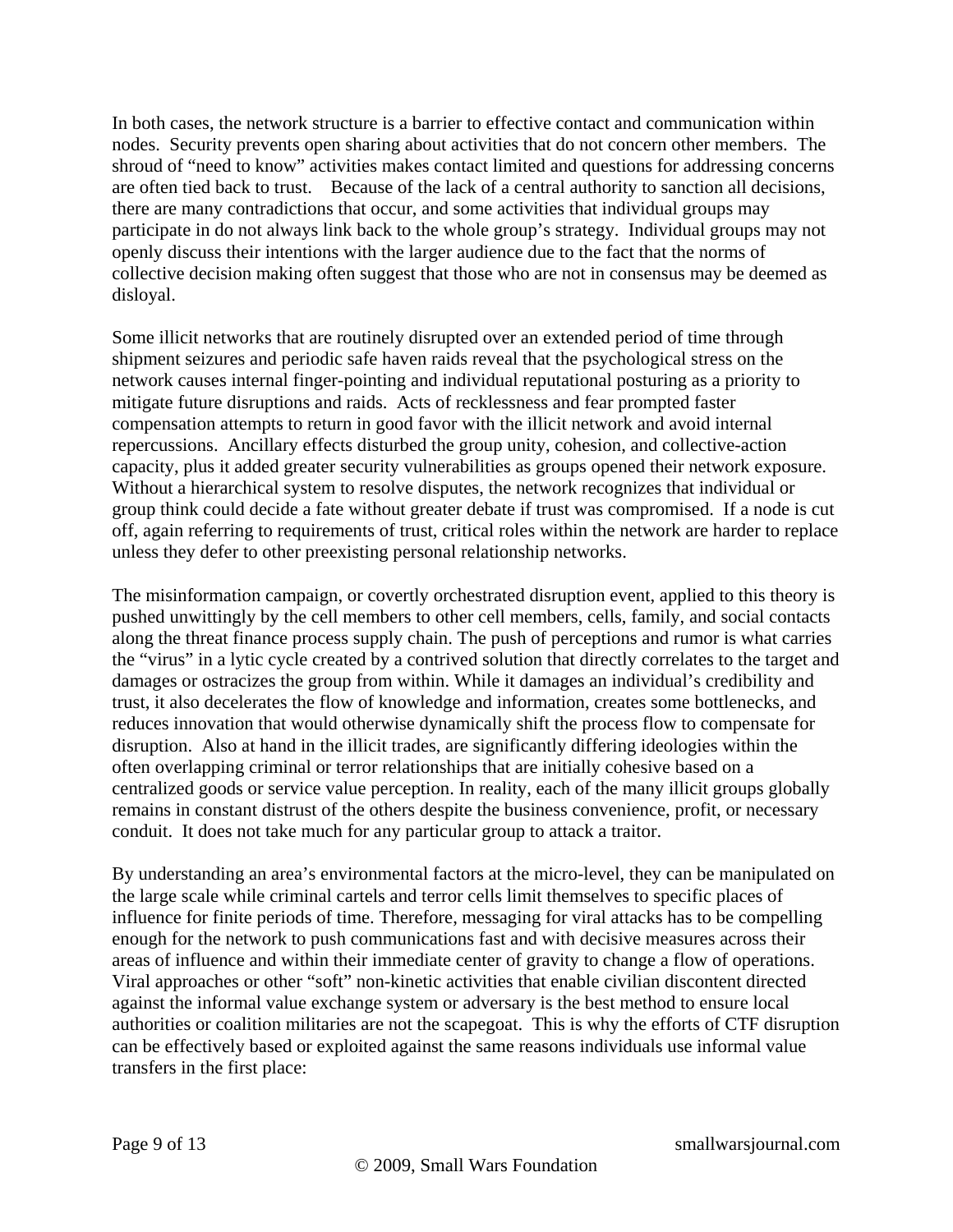In both cases, the network structure is a barrier to effective contact and communication within nodes. Security prevents open sharing about activities that do not concern other members. The shroud of "need to know" activities makes contact limited and questions for addressing concerns are often tied back to trust. Because of the lack of a central authority to sanction all decisions, there are many contradictions that occur, and some activities that individual groups may participate in do not always link back to the whole group's strategy. Individual groups may not openly discuss their intentions with the larger audience due to the fact that the norms of collective decision making often suggest that those who are not in consensus may be deemed as disloyal.

Some illicit networks that are routinely disrupted over an extended period of time through shipment seizures and periodic safe haven raids reveal that the psychological stress on the network causes internal finger-pointing and individual reputational posturing as a priority to mitigate future disruptions and raids. Acts of recklessness and fear prompted faster compensation attempts to return in good favor with the illicit network and avoid internal repercussions. Ancillary effects disturbed the group unity, cohesion, and collective-action capacity, plus it added greater security vulnerabilities as groups opened their network exposure. Without a hierarchical system to resolve disputes, the network recognizes that individual or group think could decide a fate without greater debate if trust was compromised. If a node is cut off, again referring to requirements of trust, critical roles within the network are harder to replace unless they defer to other preexisting personal relationship networks.

The misinformation campaign, or covertly orchestrated disruption event, applied to this theory is pushed unwittingly by the cell members to other cell members, cells, family, and social contacts along the threat finance process supply chain. The push of perceptions and rumor is what carries the "virus" in a lytic cycle created by a contrived solution that directly correlates to the target and damages or ostracizes the group from within. While it damages an individual's credibility and trust, it also decelerates the flow of knowledge and information, creates some bottlenecks, and reduces innovation that would otherwise dynamically shift the process flow to compensate for disruption. Also at hand in the illicit trades, are significantly differing ideologies within the often overlapping criminal or terror relationships that are initially cohesive based on a centralized goods or service value perception. In reality, each of the many illicit groups globally remains in constant distrust of the others despite the business convenience, profit, or necessary conduit. It does not take much for any particular group to attack a traitor.

By understanding an area's environmental factors at the micro-level, they can be manipulated on the large scale while criminal cartels and terror cells limit themselves to specific places of influence for finite periods of time. Therefore, messaging for viral attacks has to be compelling enough for the network to push communications fast and with decisive measures across their areas of influence and within their immediate center of gravity to change a flow of operations. Viral approaches or other "soft" non-kinetic activities that enable civilian discontent directed against the informal value exchange system or adversary is the best method to ensure local authorities or coalition militaries are not the scapegoat. This is why the efforts of CTF disruption can be effectively based or exploited against the same reasons individuals use informal value transfers in the first place: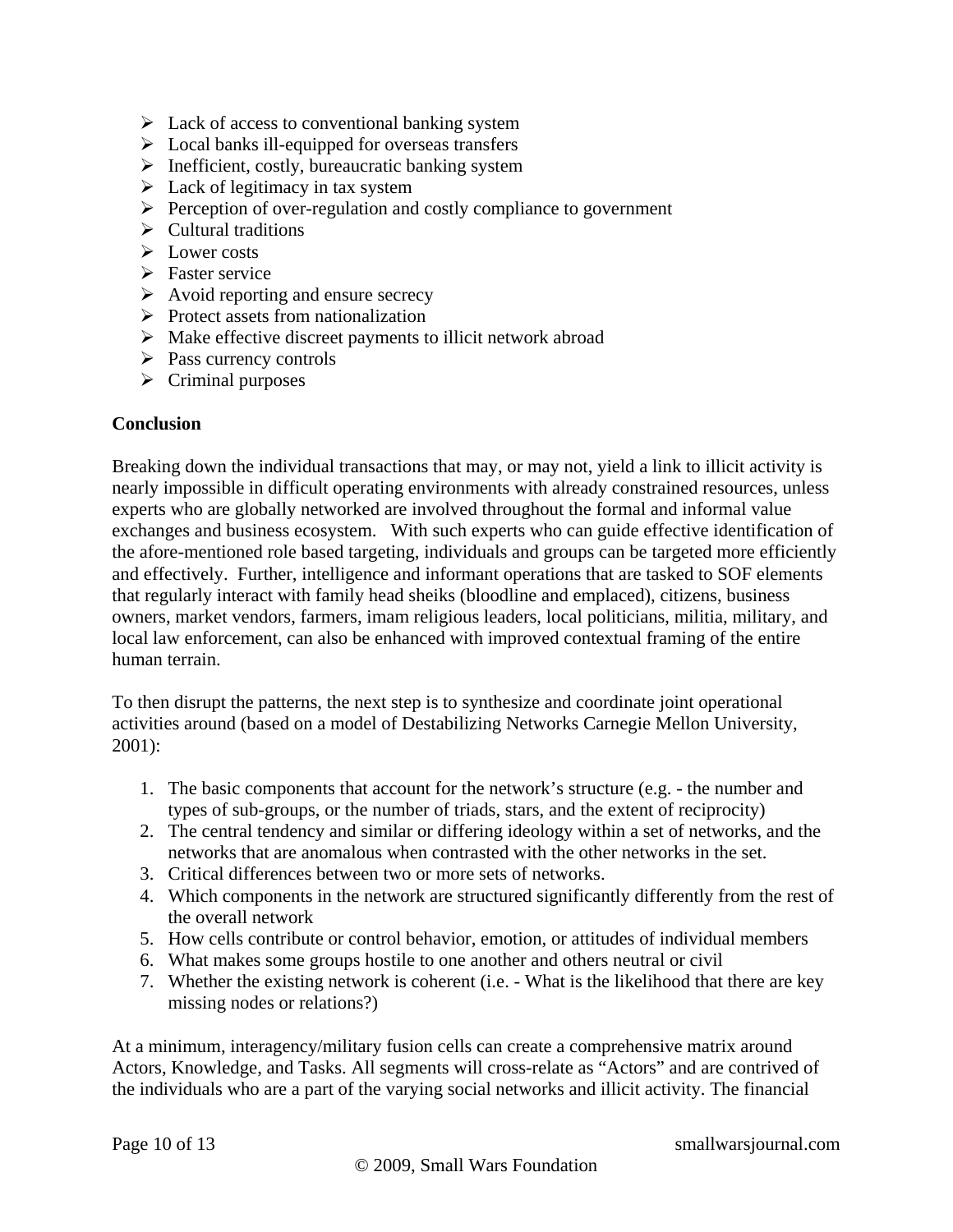- Lack of access to conventional banking system
- Local banks ill-equipped for overseas transfers
- Inefficient, costly, bureaucratic banking system
- Lack of legitimacy in tax system
- Perception of over-regulation and costly compliance to government
- Cultural traditions
- Lower costs
- Faster service
- Avoid reporting and ensure secrecy
- Protect assets from nationalization
- Make effective discreet payments to illicit network abroad
- Pass currency controls
- Criminal purposes

**Conclusion**

Breaking down the individual transactions that may, or may not, yield a link to illicit activity is nearly impossible in difficult operating environments with already constrained resources, unless experts who are globally networked are involved throughout the formal and informal value exchanges and business ecosystem. With such experts who can guide effective identification of the afore-mentioned role based targeting, individuals and groups can be targeted more efficiently and effectively. Further, intelligence and informant operations that are tasked to SOF elements that regularly interact with family head sheiks (bloodline and emplaced), citizens, business owners, market vendors, farmers, imam religious leaders, local politicians, militia, military, and local law enforcement, can also be enhanced with improved contextual framing of the entire human terrain.

To then disrupt the patterns, the next step is to synthesize and coordinate joint operational activities around (based on a model of Destabilizing Networks Carnegie Mellon University, 2001):

1. The basic components that account for the network's structure (e.g. - the number and types of sub-groups, or the number of triads, stars, and the extent of reciprocity)
2. The central tendency and similar or differing ideology within a set of networks, and the networks that are anomalous when contrasted with the other networks in the set.
3. Critical differences between two or more sets of networks.
4. Which components in the network are structured significantly differently from the rest of the overall network
5. How cells contribute or control behavior, emotion, or attitudes of individual members
6. What makes some groups hostile to one another and others neutral or civil
7. Whether the existing network is coherent (i.e. - What is the likelihood that there are key missing nodes or relations?)

At a minimum, interagency/military fusion cells can create a comprehensive matrix around Actors, Knowledge, and Tasks. All segments will cross-relate as "Actors" and are contrived of the individuals who are a part of the varying social networks and illicit activity. The financial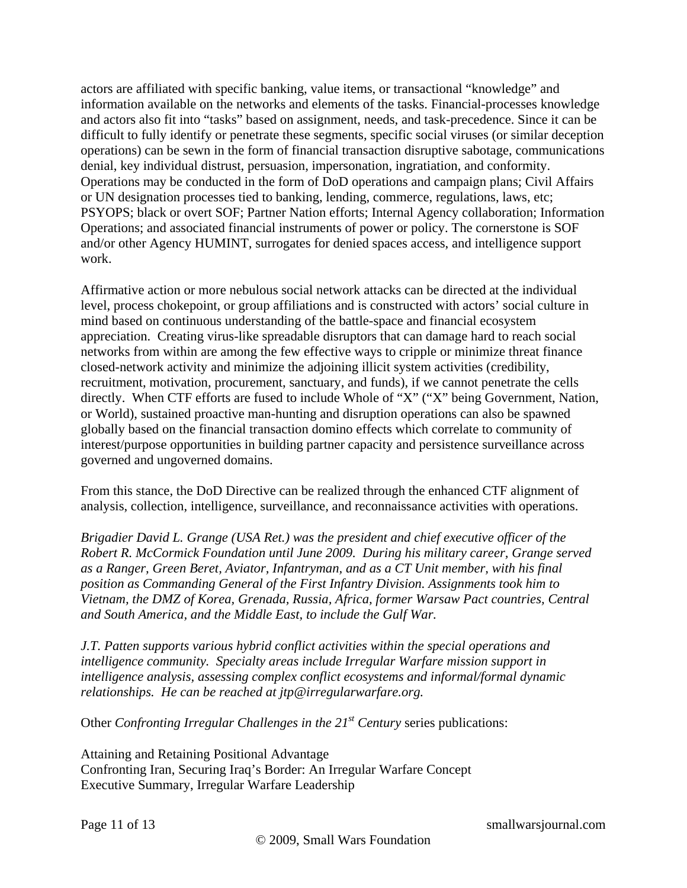actors are affiliated with specific banking, value items, or transactional "knowledge" and information available on the networks and elements of the tasks. Financial-processes knowledge and actors also fit into "tasks" based on assignment, needs, and task-precedence. Since it can be difficult to fully identify or penetrate these segments, specific social viruses (or similar deception operations) can be sewn in the form of financial transaction disruptive sabotage, communications denial, key individual distrust, persuasion, impersonation, ingratiation, and conformity. Operations may be conducted in the form of DoD operations and campaign plans; Civil Affairs or UN designation processes tied to banking, lending, commerce, regulations, laws, etc; PSYOPS; black or overt SOF; Partner Nation efforts; Internal Agency collaboration; Information Operations; and associated financial instruments of power or policy. The cornerstone is SOF and/or other Agency HUMINT, surrogates for denied spaces access, and intelligence support work.

Affirmative action or more nebulous social network attacks can be directed at the individual level, process chokepoint, or group affiliations and is constructed with actors' social culture in mind based on continuous understanding of the battle-space and financial ecosystem appreciation. Creating virus-like spreadable disruptors that can damage hard to reach social networks from within are among the few effective ways to cripple or minimize threat finance closed-network activity and minimize the adjoining illicit system activities (credibility, recruitment, motivation, procurement, sanctuary, and funds), if we cannot penetrate the cells directly. When CTF efforts are fused to include Whole of "X" ("X" being Government, Nation, or World), sustained proactive man-hunting and disruption operations can also be spawned globally based on the financial transaction domino effects which correlate to community of interest/purpose opportunities in building partner capacity and persistence surveillance across governed and ungoverned domains.

From this stance, the DoD Directive can be realized through the enhanced CTF alignment of analysis, collection, intelligence, surveillance, and reconnaissance activities with operations.

*Brigadier David L. Grange (USA Ret.) was the president and chief executive officer of the Robert R. McCormick Foundation until June 2009. During his military career, Grange served as a Ranger, Green Beret, Aviator, Infantryman, and as a CT Unit member, with his final position as Commanding General of the First Infantry Division. Assignments took him to Vietnam, the DMZ of Korea, Grenada, Russia, Africa, former Warsaw Pact countries, Central and South America, and the Middle East, to include the Gulf War.*

*J.T. Patten supports various hybrid conflict activities within the special operations and intelligence community. Specialty areas include Irregular Warfare mission support in intelligence analysis, assessing complex conflict ecosystems and informal/formal dynamic relationships. He can be reached at jtp@irregularwarfare.org.*

Other *Confronting Irregular Challenges in the 21st Century* series publications:

Attaining and Retaining Positional Advantage
Confronting Iran, Securing Iraq's Border: An Irregular Warfare Concept
Executive Summary, Irregular Warfare Leadership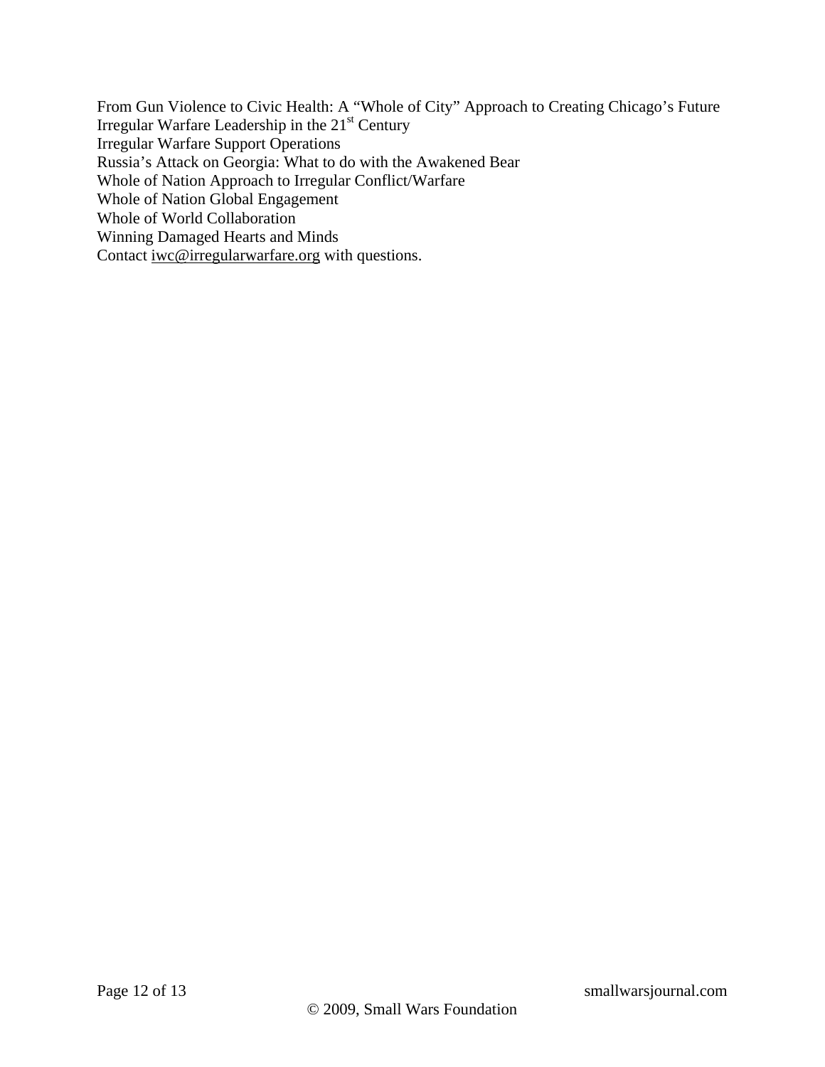From Gun Violence to Civic Health: A "Whole of City" Approach to Creating Chicago's Future
Irregular Warfare Leadership in the 21st Century
Irregular Warfare Support Operations
Russia's Attack on Georgia: What to do with the Awakened Bear
Whole of Nation Approach to Irregular Conflict/Warfare
Whole of Nation Global Engagement
Whole of World Collaboration
Winning Damaged Hearts and Minds
Contact iwc@irregularwarfare.org with questions.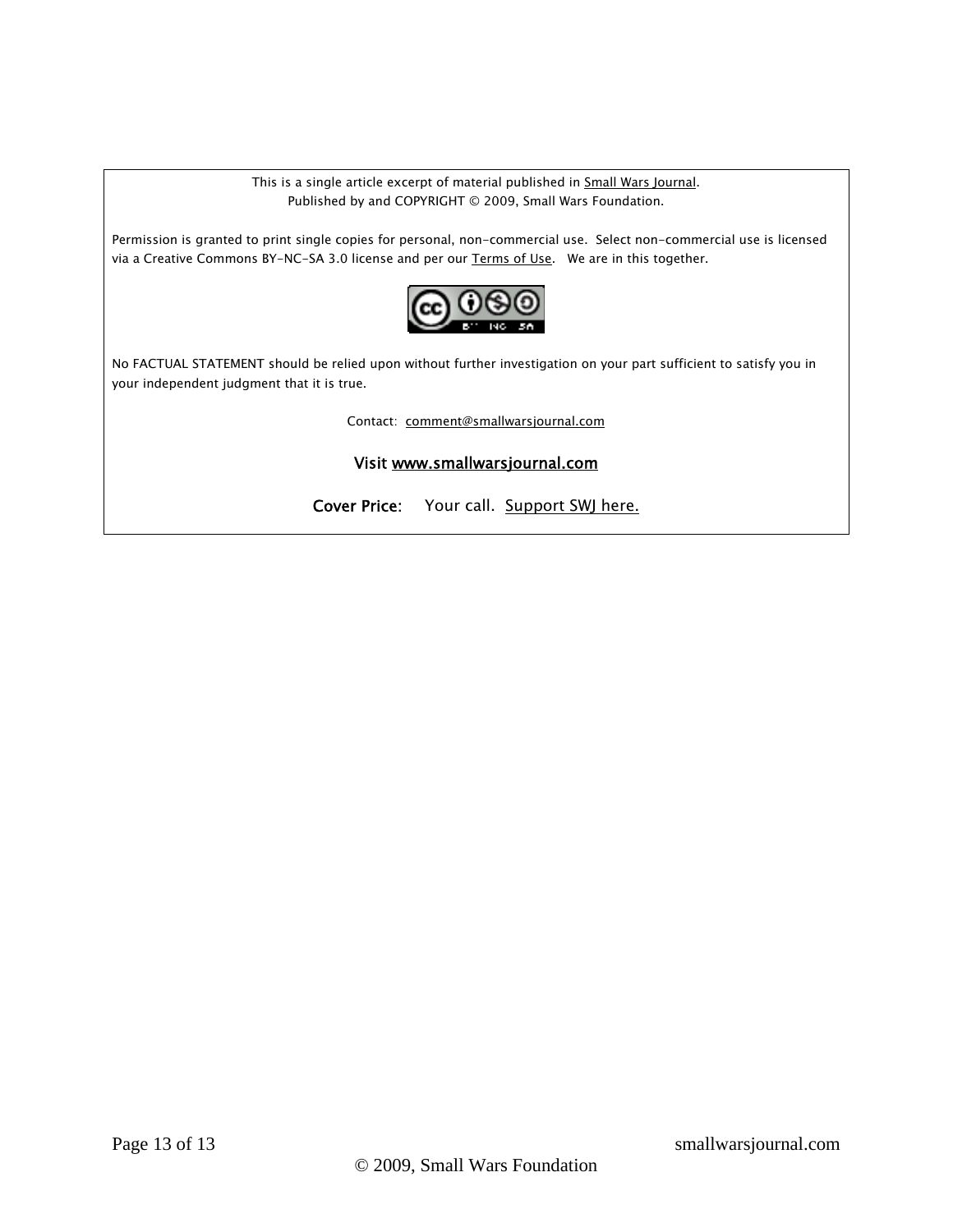This is a single article excerpt of material published in Small Wars Journal.
Published by and COPYRIGHT © 2009, Small Wars Foundation.

Permission is granted to print single copies for personal, non-commercial use. Select non-commercial use is licensed via a Creative Commons BY-NC-SA 3.0 license and per our Terms of Use. We are in this together.

No FACTUAL STATEMENT should be relied upon without further investigation on your part sufficient to satisfy you in your independent judgment that it is true.

Contact: comment@smallwarsjournal.com

Visit www.smallwarsjournal.com

**Cover Price**: Your call. Support SWJ here.

© 2009, Small Wars Foundation